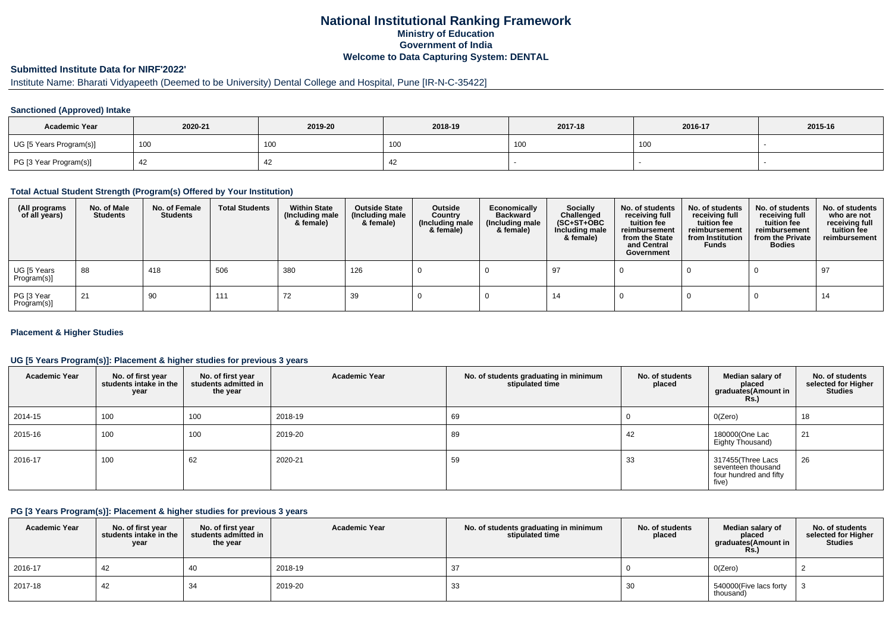# National Institutional Ranking Framework
## Ministry of Education
## Government of India
## Welcome to Data Capturing System: DENTAL

### Submitted Institute Data for NIRF'2022'

Institute Name: Bharati Vidyapeeth (Deemed to be University) Dental College and Hospital, Pune [IR-N-C-35422]

#### Sanctioned (Approved) Intake

| Academic Year | 2020-21 | 2019-20 | 2018-19 | 2017-18 | 2016-17 | 2015-16 |
|---|---|---|---|---|---|---|
| UG [5 Years Program(s)] | 100 | 100 | 100 | 100 | 100 | - |
| PG [3 Year Program(s)] | 42 | 42 | 42 | - | - | - |

#### Total Actual Student Strength (Program(s) Offered by Your Institution)

| (All programs of all years) | No. of Male Students | No. of Female Students | Total Students | Within State (Including male & female) | Outside State (Including male & female) | Outside Country (Including male & female) | Economically Backward (Including male & female) | Socially Challenged (SC+ST+OBC Including male & female) | No. of students receiving full tuition fee reimbursement from the State and Central Government | No. of students receiving full tuition fee reimbursement from Institution Funds | No. of students receiving full tuition fee reimbursement from the Private Bodies | No. of students who are not receiving full tuition fee reimbursement |
|---|---|---|---|---|---|---|---|---|---|---|---|---|
| UG [5 Years Program(s)] | 88 | 418 | 506 | 380 | 126 | 0 | 0 | 97 | 0 | 0 | 0 | 97 |
| PG [3 Year Program(s)] | 21 | 90 | 111 | 72 | 39 | 0 | 0 | 14 | 0 | 0 | 0 | 14 |

#### Placement & Higher Studies

#### UG [5 Years Program(s)]: Placement & higher studies for previous 3 years

| Academic Year | No. of first year students intake in the year | No. of first year students admitted in the year | Academic Year | No. of students graduating in minimum stipulated time | No. of students placed | Median salary of placed graduates(Amount in Rs.) | No. of students selected for Higher Studies |
|---|---|---|---|---|---|---|---|
| 2014-15 | 100 | 100 | 2018-19 | 69 | 0 | 0(Zero) | 18 |
| 2015-16 | 100 | 100 | 2019-20 | 89 | 42 | 180000(One Lac Eighty Thousand) | 21 |
| 2016-17 | 100 | 62 | 2020-21 | 59 | 33 | 317455(Three Lacs seventeen thousand four hundred and fifty five) | 26 |

#### PG [3 Years Program(s)]: Placement & higher studies for previous 3 years

| Academic Year | No. of first year students intake in the year | No. of first year students admitted in the year | Academic Year | No. of students graduating in minimum stipulated time | No. of students placed | Median salary of placed graduates(Amount in Rs.) | No. of students selected for Higher Studies |
|---|---|---|---|---|---|---|---|
| 2016-17 | 42 | 40 | 2018-19 | 37 | 0 | 0(Zero) | 2 |
| 2017-18 | 42 | 34 | 2019-20 | 33 | 30 | 540000(Five lacs forty thousand) | 3 |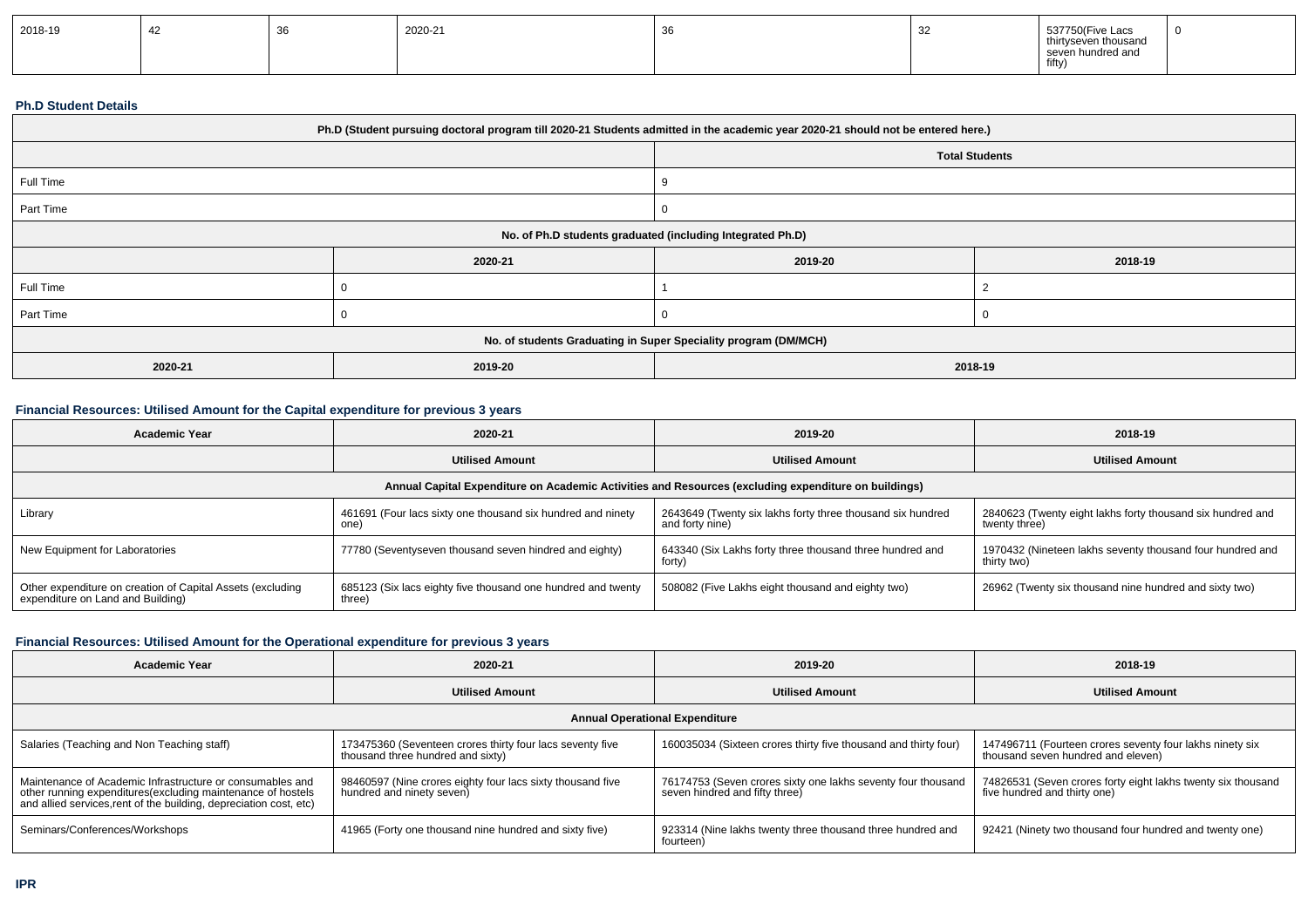| 2018-19 | 42 | 36 | 2020-21 | 36 | 32 | 537750(Five Lacs thirtyseven thousand seven hundred and fifty) | 0 |
|---|---|---|---|---|---|---|---|

### Ph.D Student Details

| Ph.D (Student pursuing doctoral program till 2020-21 Students admitted in the academic year 2020-21 should not be entered here.) | | | |
|---|---|---|---|
| | | Total Students | |
| Full Time | | 9 | |
| Part Time | | 0 | |
| No. of Ph.D students graduated (including Integrated Ph.D) | | | |
| | 2020-21 | 2019-20 | 2018-19 |
| Full Time | 0 | 1 | 2 |
| Part Time | 0 | 0 | 0 |
| No. of students Graduating in Super Speciality program (DM/MCH) | | | |
| 2020-21 | 2019-20 | 2018-19 | |

### Financial Resources: Utilised Amount for the Capital expenditure for previous 3 years

| Academic Year | 2020-21 | 2019-20 | 2018-19 |
|---|---|---|---|
| | Utilised Amount | Utilised Amount | Utilised Amount |
| Annual Capital Expenditure on Academic Activities and Resources (excluding expenditure on buildings) | | | |
| Library | 461691 (Four lacs sixty one thousand six hundred and ninety one) | 2643649 (Twenty six lakhs forty three thousand six hundred and forty nine) | 2840623 (Twenty eight lakhs forty thousand six hundred and twenty three) |
| New Equipment for Laboratories | 77780 (Seventyseven thousand seven hindred and eighty) | 643340 (Six Lakhs forty three thousand three hundred and forty) | 1970432 (Nineteen lakhs seventy thousand four hundred and thirty two) |
| Other expenditure on creation of Capital Assets (excluding expenditure on Land and Building) | 685123 (Six lacs eighty five thousand one hundred and twenty three) | 508082 (Five Lakhs eight thousand and eighty two) | 26962 (Twenty six thousand nine hundred and sixty two) |

### Financial Resources: Utilised Amount for the Operational expenditure for previous 3 years

| Academic Year | 2020-21 | 2019-20 | 2018-19 |
|---|---|---|---|
| | Utilised Amount | Utilised Amount | Utilised Amount |
| Annual Operational Expenditure | | | |
| Salaries (Teaching and Non Teaching staff) | 173475360 (Seventeen crores thirty four lacs seventy five thousand three hundred and sixty) | 160035034 (Sixteen crores thirty five thousand and thirty four) | 147496711 (Fourteen crores seventy four lakhs ninety six thousand seven hundred and eleven) |
| Maintenance of Academic Infrastructure or consumables and other running expenditures(excluding maintenance of hostels and allied services,rent of the building, depreciation cost, etc) | 98460597 (Nine crores eighty four lacs sixty thousand five hundred and ninety seven) | 76174753 (Seven crores sixty one lakhs seventy four thousand seven hindred and fifty three) | 74826531 (Seven crores forty eight lakhs twenty six thousand five hundred and thirty one) |
| Seminars/Conferences/Workshops | 41965 (Forty one thousand nine hundred and sixty five) | 923314 (Nine lakhs twenty three thousand three hundred and fourteen) | 92421 (Ninety two thousand four hundred and twenty one) |

### IPR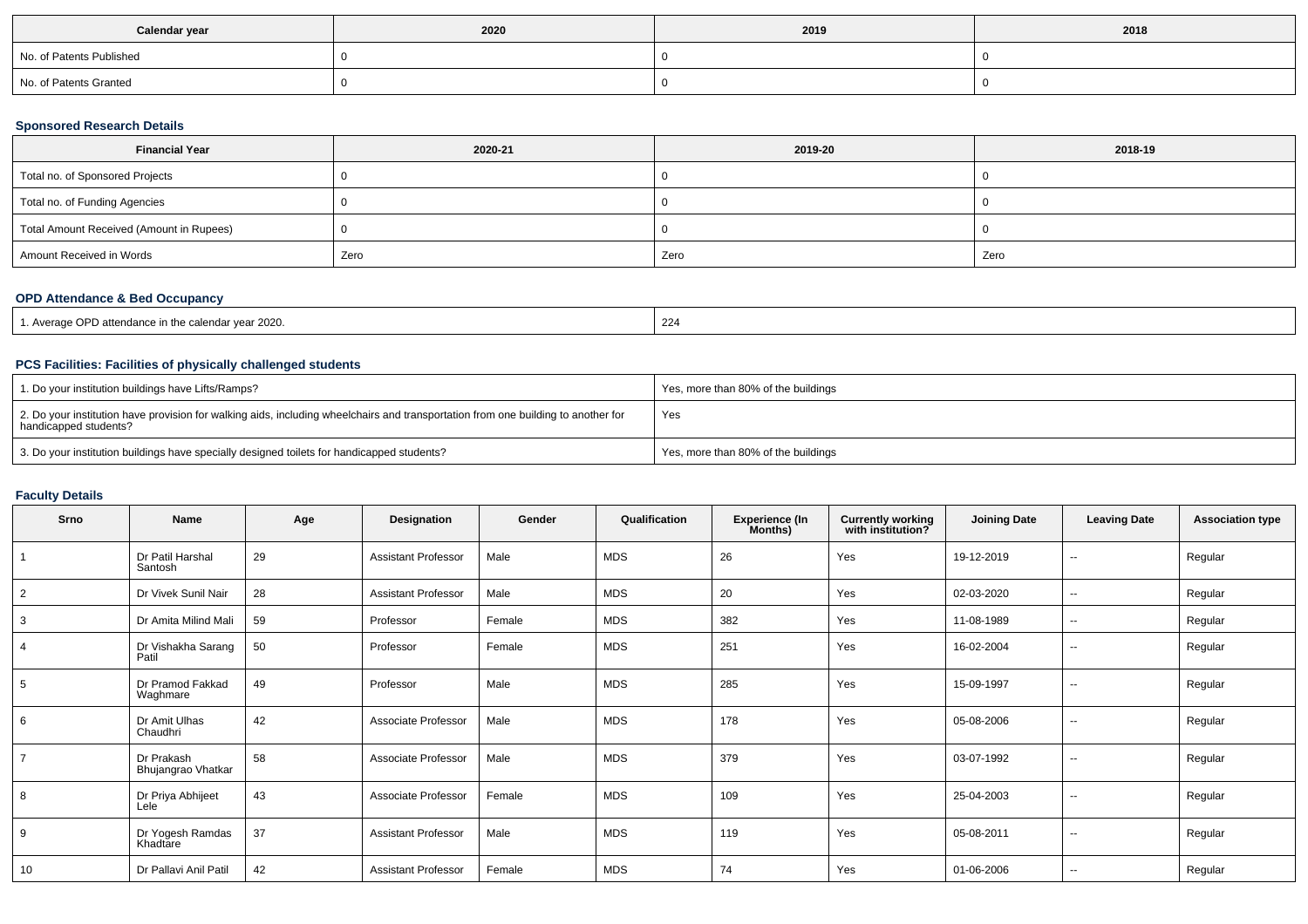| Calendar year | 2020 | 2019 | 2018 |
|---|---|---|---|
| No. of Patents Published | 0 | 0 | 0 |
| No. of Patents Granted | 0 | 0 | 0 |

### Sponsored Research Details

| Financial Year | 2020-21 | 2019-20 | 2018-19 |
|---|---|---|---|
| Total no. of Sponsored Projects | 0 | 0 | 0 |
| Total no. of Funding Agencies | 0 | 0 | 0 |
| Total Amount Received (Amount in Rupees) | 0 | 0 | 0 |
| Amount Received in Words | Zero | Zero | Zero |

### OPD Attendance & Bed Occupancy

| 1. Average OPD attendance in the calendar year 2020. | 224 |
|---|---|

### PCS Facilities: Facilities of physically challenged students

| 1. Do your institution buildings have Lifts/Ramps? | Yes, more than 80% of the buildings |
|---|---|
| 2. Do your institution have provision for walking aids, including wheelchairs and transportation from one building to another for handicapped students? | Yes |
| 3. Do your institution buildings have specially designed toilets for handicapped students? | Yes, more than 80% of the buildings |

### Faculty Details

| Srno | Name | Age | Designation | Gender | Qualification | Experience (In Months) | Currently working with institution? | Joining Date | Leaving Date | Association type |
|---|---|---|---|---|---|---|---|---|---|---|
| 1 | Dr Patil Harshal Santosh | 29 | Assistant Professor | Male | MDS | 26 | Yes | 19-12-2019 | -- | Regular |
| 2 | Dr Vivek Sunil Nair | 28 | Assistant Professor | Male | MDS | 20 | Yes | 02-03-2020 | -- | Regular |
| 3 | Dr Amita Milind Mali | 59 | Professor | Female | MDS | 382 | Yes | 11-08-1989 | -- | Regular |
| 4 | Dr Vishakha Sarang Patil | 50 | Professor | Female | MDS | 251 | Yes | 16-02-2004 | -- | Regular |
| 5 | Dr Pramod Fakkad Waghmare | 49 | Professor | Male | MDS | 285 | Yes | 15-09-1997 | -- | Regular |
| 6 | Dr Amit Ulhas Chaudhri | 42 | Associate Professor | Male | MDS | 178 | Yes | 05-08-2006 | -- | Regular |
| 7 | Dr Prakash Bhujangrao Vhatkar | 58 | Associate Professor | Male | MDS | 379 | Yes | 03-07-1992 | -- | Regular |
| 8 | Dr Priya Abhijeet Lele | 43 | Associate Professor | Female | MDS | 109 | Yes | 25-04-2003 | -- | Regular |
| 9 | Dr Yogesh Ramdas Khadtare | 37 | Assistant Professor | Male | MDS | 119 | Yes | 05-08-2011 | -- | Regular |
| 10 | Dr Pallavi Anil Patil | 42 | Assistant Professor | Female | MDS | 74 | Yes | 01-06-2006 | -- | Regular |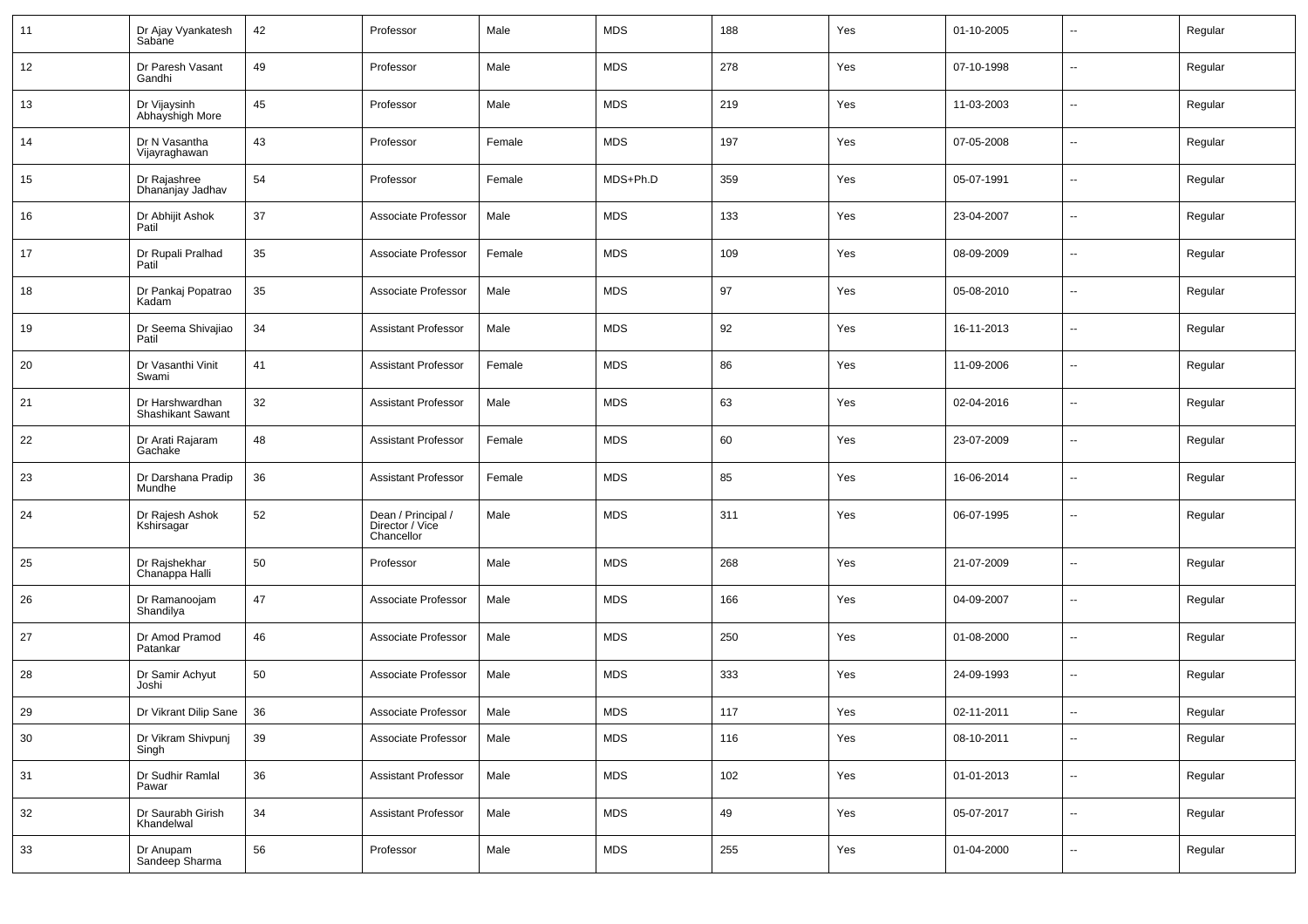| 11 | Dr Ajay Vyankatesh Sabane | 42 | Professor | Male | MDS | 188 | Yes | 01-10-2005 | -- | Regular |
|---|---|---|---|---|---|---|---|---|---|---|
| 12 | Dr Paresh Vasant Gandhi | 49 | Professor | Male | MDS | 278 | Yes | 07-10-1998 | -- | Regular |
| 13 | Dr Vijaysinh Abhayshigh More | 45 | Professor | Male | MDS | 219 | Yes | 11-03-2003 | -- | Regular |
| 14 | Dr N Vasantha Vijayraghawan | 43 | Professor | Female | MDS | 197 | Yes | 07-05-2008 | -- | Regular |
| 15 | Dr Rajashree Dhananjay Jadhav | 54 | Professor | Female | MDS+Ph.D | 359 | Yes | 05-07-1991 | -- | Regular |
| 16 | Dr Abhijit Ashok Patil | 37 | Associate Professor | Male | MDS | 133 | Yes | 23-04-2007 | -- | Regular |
| 17 | Dr Rupali Pralhad Patil | 35 | Associate Professor | Female | MDS | 109 | Yes | 08-09-2009 | -- | Regular |
| 18 | Dr Pankaj Popatrao Kadam | 35 | Associate Professor | Male | MDS | 97 | Yes | 05-08-2010 | -- | Regular |
| 19 | Dr Seema Shivajiao Patil | 34 | Assistant Professor | Male | MDS | 92 | Yes | 16-11-2013 | -- | Regular |
| 20 | Dr Vasanthi Vinit Swami | 41 | Assistant Professor | Female | MDS | 86 | Yes | 11-09-2006 | -- | Regular |
| 21 | Dr Harshwardhan Shashikant Sawant | 32 | Assistant Professor | Male | MDS | 63 | Yes | 02-04-2016 | -- | Regular |
| 22 | Dr Arati Rajaram Gachake | 48 | Assistant Professor | Female | MDS | 60 | Yes | 23-07-2009 | -- | Regular |
| 23 | Dr Darshana Pradip Mundhe | 36 | Assistant Professor | Female | MDS | 85 | Yes | 16-06-2014 | -- | Regular |
| 24 | Dr Rajesh Ashok Kshirsagar | 52 | Dean / Principal / Director / Vice Chancellor | Male | MDS | 311 | Yes | 06-07-1995 | -- | Regular |
| 25 | Dr Rajshekhar Chanappa Halli | 50 | Professor | Male | MDS | 268 | Yes | 21-07-2009 | -- | Regular |
| 26 | Dr Ramanoojam Shandilya | 47 | Associate Professor | Male | MDS | 166 | Yes | 04-09-2007 | -- | Regular |
| 27 | Dr Amod Pramod Patankar | 46 | Associate Professor | Male | MDS | 250 | Yes | 01-08-2000 | -- | Regular |
| 28 | Dr Samir Achyut Joshi | 50 | Associate Professor | Male | MDS | 333 | Yes | 24-09-1993 | -- | Regular |
| 29 | Dr Vikrant Dilip Sane | 36 | Associate Professor | Male | MDS | 117 | Yes | 02-11-2011 | -- | Regular |
| 30 | Dr Vikram Shivpunj Singh | 39 | Associate Professor | Male | MDS | 116 | Yes | 08-10-2011 | -- | Regular |
| 31 | Dr Sudhir Ramlal Pawar | 36 | Assistant Professor | Male | MDS | 102 | Yes | 01-01-2013 | -- | Regular |
| 32 | Dr Saurabh Girish Khandelwal | 34 | Assistant Professor | Male | MDS | 49 | Yes | 05-07-2017 | -- | Regular |
| 33 | Dr Anupam Sandeep Sharma | 56 | Professor | Male | MDS | 255 | Yes | 01-04-2000 | -- | Regular |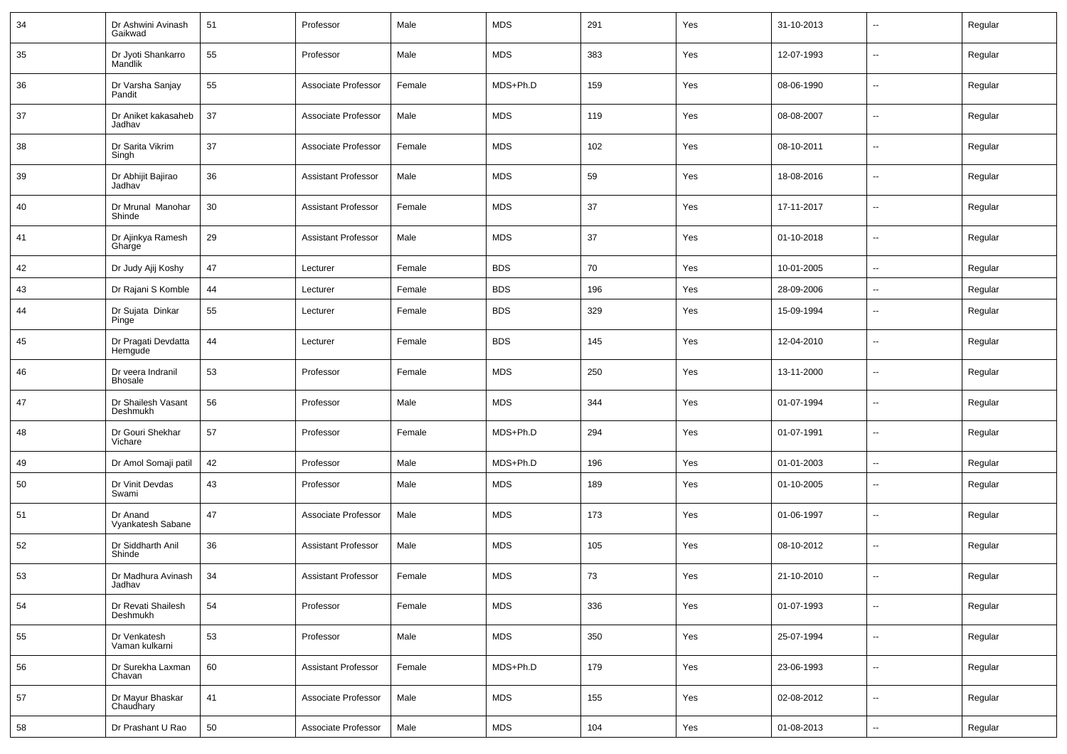| 34 | Dr Ashwini Avinash Gaikwad | 51 | Professor | Male | MDS | 291 | Yes | 31-10-2013 | -- | Regular |
|---|---|---|---|---|---|---|---|---|---|---|
| 35 | Dr Jyoti Shankarro Mandlik | 55 | Professor | Male | MDS | 383 | Yes | 12-07-1993 | -- | Regular |
| 36 | Dr Varsha Sanjay Pandit | 55 | Associate Professor | Female | MDS+Ph.D | 159 | Yes | 08-06-1990 | -- | Regular |
| 37 | Dr Aniket kakasaheb Jadhav | 37 | Associate Professor | Male | MDS | 119 | Yes | 08-08-2007 | -- | Regular |
| 38 | Dr Sarita Vikrim Singh | 37 | Associate Professor | Female | MDS | 102 | Yes | 08-10-2011 | -- | Regular |
| 39 | Dr Abhijit Bajirao Jadhav | 36 | Assistant Professor | Male | MDS | 59 | Yes | 18-08-2016 | -- | Regular |
| 40 | Dr Mrunal Manohar Shinde | 30 | Assistant Professor | Female | MDS | 37 | Yes | 17-11-2017 | -- | Regular |
| 41 | Dr Ajinkya Ramesh Gharge | 29 | Assistant Professor | Male | MDS | 37 | Yes | 01-10-2018 | -- | Regular |
| 42 | Dr Judy Ajij Koshy | 47 | Lecturer | Female | BDS | 70 | Yes | 10-01-2005 | -- | Regular |
| 43 | Dr Rajani S Komble | 44 | Lecturer | Female | BDS | 196 | Yes | 28-09-2006 | -- | Regular |
| 44 | Dr Sujata Dinkar Pinge | 55 | Lecturer | Female | BDS | 329 | Yes | 15-09-1994 | -- | Regular |
| 45 | Dr Pragati Devdatta Hemgude | 44 | Lecturer | Female | BDS | 145 | Yes | 12-04-2010 | -- | Regular |
| 46 | Dr veera Indranil Bhosale | 53 | Professor | Female | MDS | 250 | Yes | 13-11-2000 | -- | Regular |
| 47 | Dr Shailesh Vasant Deshmukh | 56 | Professor | Male | MDS | 344 | Yes | 01-07-1994 | -- | Regular |
| 48 | Dr Gouri Shekhar Vichare | 57 | Professor | Female | MDS+Ph.D | 294 | Yes | 01-07-1991 | -- | Regular |
| 49 | Dr Amol Somaji patil | 42 | Professor | Male | MDS+Ph.D | 196 | Yes | 01-01-2003 | -- | Regular |
| 50 | Dr Vinit Devdas Swami | 43 | Professor | Male | MDS | 189 | Yes | 01-10-2005 | -- | Regular |
| 51 | Dr Anand Vyankatesh Sabane | 47 | Associate Professor | Male | MDS | 173 | Yes | 01-06-1997 | -- | Regular |
| 52 | Dr Siddharth Anil Shinde | 36 | Assistant Professor | Male | MDS | 105 | Yes | 08-10-2012 | -- | Regular |
| 53 | Dr Madhura Avinash Jadhav | 34 | Assistant Professor | Female | MDS | 73 | Yes | 21-10-2010 | -- | Regular |
| 54 | Dr Revati Shailesh Deshmukh | 54 | Professor | Female | MDS | 336 | Yes | 01-07-1993 | -- | Regular |
| 55 | Dr Venkatesh Vaman kulkarni | 53 | Professor | Male | MDS | 350 | Yes | 25-07-1994 | -- | Regular |
| 56 | Dr Surekha Laxman Chavan | 60 | Assistant Professor | Female | MDS+Ph.D | 179 | Yes | 23-06-1993 | -- | Regular |
| 57 | Dr Mayur Bhaskar Chaudhary | 41 | Associate Professor | Male | MDS | 155 | Yes | 02-08-2012 | -- | Regular |
| 58 | Dr Prashant U Rao | 50 | Associate Professor | Male | MDS | 104 | Yes | 01-08-2013 | -- | Regular |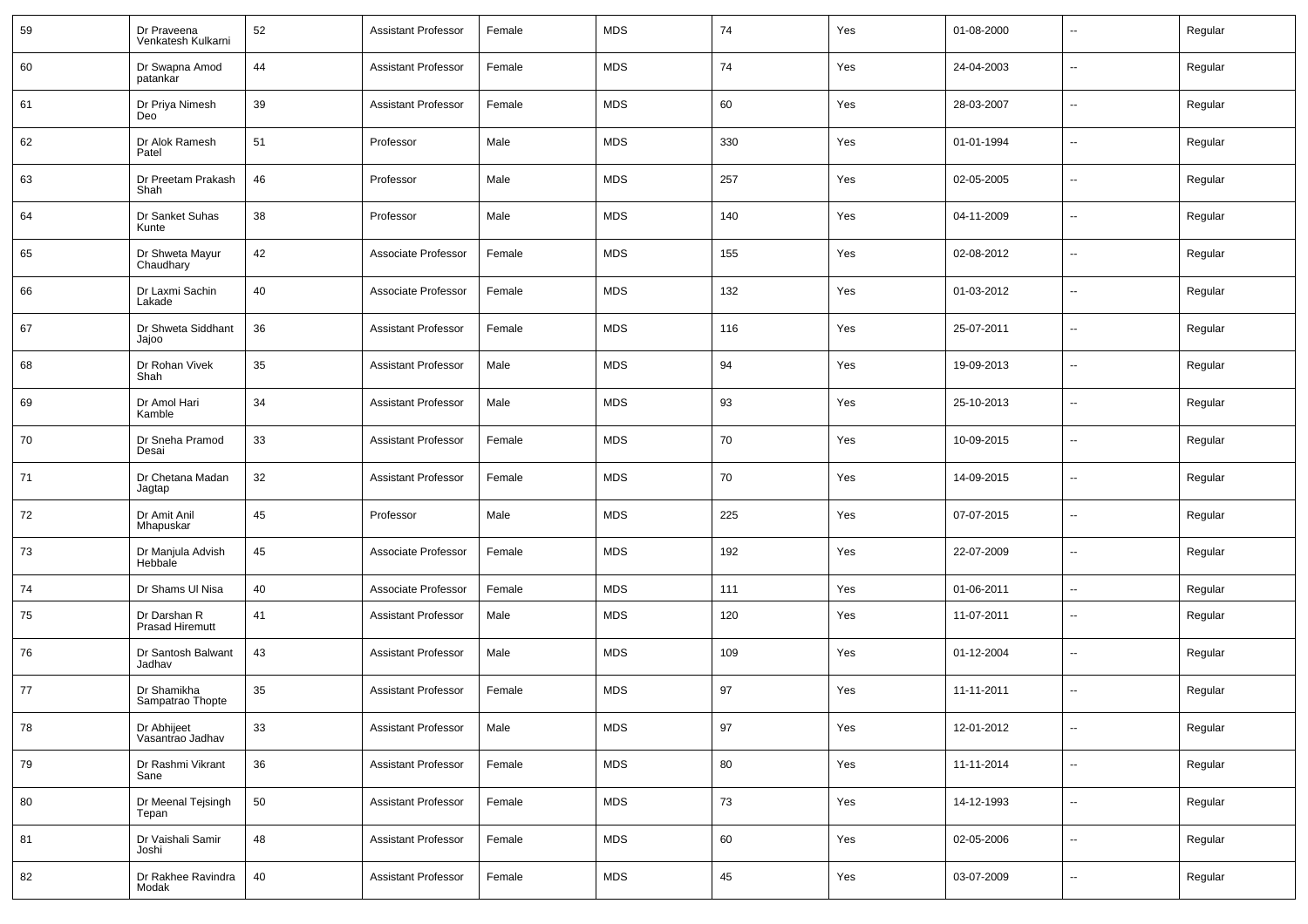| 59 | Dr Praveena Venkatesh Kulkarni | 52 | Assistant Professor | Female | MDS | 74 | Yes | 01-08-2000 | -- | Regular |
|---|---|---|---|---|---|---|---|---|---|---|
| 60 | Dr Swapna Amod patankar | 44 | Assistant Professor | Female | MDS | 74 | Yes | 24-04-2003 | -- | Regular |
| 61 | Dr Priya Nimesh Deo | 39 | Assistant Professor | Female | MDS | 60 | Yes | 28-03-2007 | -- | Regular |
| 62 | Dr Alok Ramesh Patel | 51 | Professor | Male | MDS | 330 | Yes | 01-01-1994 | -- | Regular |
| 63 | Dr Preetam Prakash Shah | 46 | Professor | Male | MDS | 257 | Yes | 02-05-2005 | -- | Regular |
| 64 | Dr Sanket Suhas Kunte | 38 | Professor | Male | MDS | 140 | Yes | 04-11-2009 | -- | Regular |
| 65 | Dr Shweta Mayur Chaudhary | 42 | Associate Professor | Female | MDS | 155 | Yes | 02-08-2012 | -- | Regular |
| 66 | Dr Laxmi Sachin Lakade | 40 | Associate Professor | Female | MDS | 132 | Yes | 01-03-2012 | -- | Regular |
| 67 | Dr Shweta Siddhant Jajoo | 36 | Assistant Professor | Female | MDS | 116 | Yes | 25-07-2011 | -- | Regular |
| 68 | Dr Rohan Vivek Shah | 35 | Assistant Professor | Male | MDS | 94 | Yes | 19-09-2013 | -- | Regular |
| 69 | Dr Amol Hari Kamble | 34 | Assistant Professor | Male | MDS | 93 | Yes | 25-10-2013 | -- | Regular |
| 70 | Dr Sneha Pramod Desai | 33 | Assistant Professor | Female | MDS | 70 | Yes | 10-09-2015 | -- | Regular |
| 71 | Dr Chetana Madan Jagtap | 32 | Assistant Professor | Female | MDS | 70 | Yes | 14-09-2015 | -- | Regular |
| 72 | Dr Amit Anil Mhapuskar | 45 | Professor | Male | MDS | 225 | Yes | 07-07-2015 | -- | Regular |
| 73 | Dr Manjula Advish Hebbale | 45 | Associate Professor | Female | MDS | 192 | Yes | 22-07-2009 | -- | Regular |
| 74 | Dr Shams Ul Nisa | 40 | Associate Professor | Female | MDS | 111 | Yes | 01-06-2011 | -- | Regular |
| 75 | Dr Darshan R Prasad Hiremutt | 41 | Assistant Professor | Male | MDS | 120 | Yes | 11-07-2011 | -- | Regular |
| 76 | Dr Santosh Balwant Jadhav | 43 | Assistant Professor | Male | MDS | 109 | Yes | 01-12-2004 | -- | Regular |
| 77 | Dr Shamikha Sampatrao Thopte | 35 | Assistant Professor | Female | MDS | 97 | Yes | 11-11-2011 | -- | Regular |
| 78 | Dr Abhijeet Vasantrao Jadhav | 33 | Assistant Professor | Male | MDS | 97 | Yes | 12-01-2012 | -- | Regular |
| 79 | Dr Rashmi Vikrant Sane | 36 | Assistant Professor | Female | MDS | 80 | Yes | 11-11-2014 | -- | Regular |
| 80 | Dr Meenal Tejsingh Tepan | 50 | Assistant Professor | Female | MDS | 73 | Yes | 14-12-1993 | -- | Regular |
| 81 | Dr Vaishali Samir Joshi | 48 | Assistant Professor | Female | MDS | 60 | Yes | 02-05-2006 | -- | Regular |
| 82 | Dr Rakhee Ravindra Modak | 40 | Assistant Professor | Female | MDS | 45 | Yes | 03-07-2009 | -- | Regular |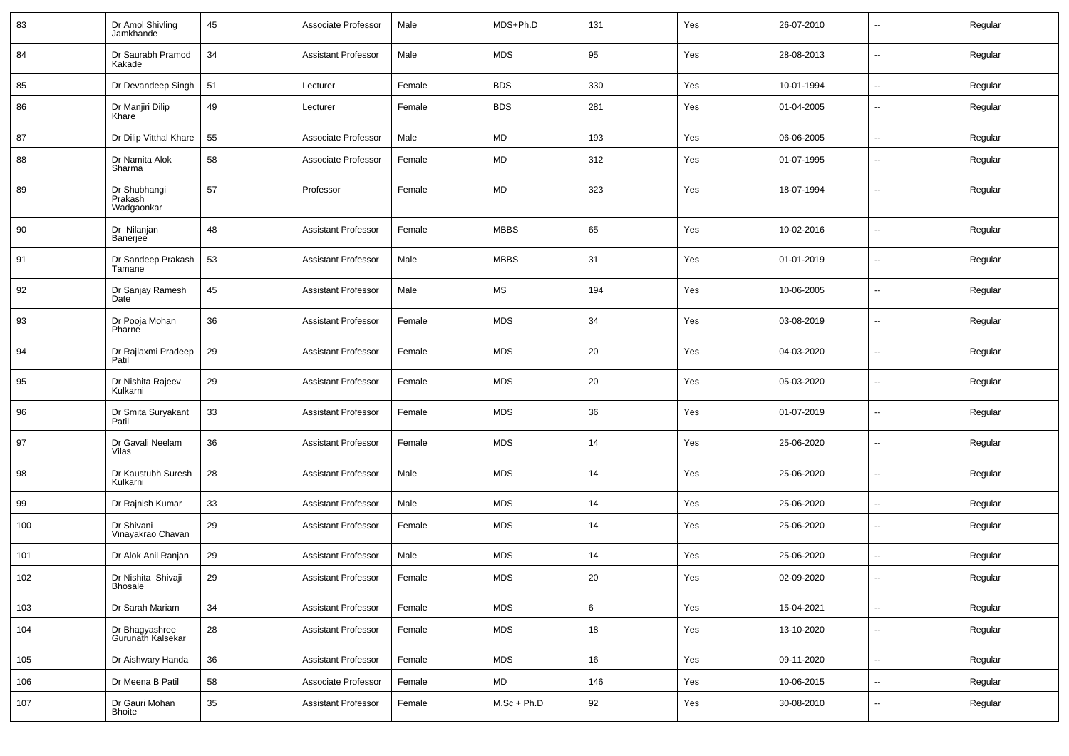| | | | | | | | | | | |
|---|---|---|---|---|---|---|---|---|---|---|
| 83 | Dr Amol Shivling Jamkhande | 45 | Associate Professor | Male | MDS+Ph.D | 131 | Yes | 26-07-2010 | -- | Regular |
| 84 | Dr Saurabh Pramod Kakade | 34 | Assistant Professor | Male | MDS | 95 | Yes | 28-08-2013 | -- | Regular |
| 85 | Dr Devandeep Singh | 51 | Lecturer | Female | BDS | 330 | Yes | 10-01-1994 | -- | Regular |
| 86 | Dr Manjiri Dilip Khare | 49 | Lecturer | Female | BDS | 281 | Yes | 01-04-2005 | -- | Regular |
| 87 | Dr Dilip Vitthal Khare | 55 | Associate Professor | Male | MD | 193 | Yes | 06-06-2005 | -- | Regular |
| 88 | Dr Namita Alok Sharma | 58 | Associate Professor | Female | MD | 312 | Yes | 01-07-1995 | -- | Regular |
| 89 | Dr Shubhangi Prakash Wadgaonkar | 57 | Professor | Female | MD | 323 | Yes | 18-07-1994 | -- | Regular |
| 90 | Dr Nilanjan Banerjee | 48 | Assistant Professor | Female | MBBS | 65 | Yes | 10-02-2016 | -- | Regular |
| 91 | Dr Sandeep Prakash Tamane | 53 | Assistant Professor | Male | MBBS | 31 | Yes | 01-01-2019 | -- | Regular |
| 92 | Dr Sanjay Ramesh Date | 45 | Assistant Professor | Male | MS | 194 | Yes | 10-06-2005 | -- | Regular |
| 93 | Dr Pooja Mohan Pharne | 36 | Assistant Professor | Female | MDS | 34 | Yes | 03-08-2019 | -- | Regular |
| 94 | Dr Rajlaxmi Pradeep Patil | 29 | Assistant Professor | Female | MDS | 20 | Yes | 04-03-2020 | -- | Regular |
| 95 | Dr Nishita Rajeev Kulkarni | 29 | Assistant Professor | Female | MDS | 20 | Yes | 05-03-2020 | -- | Regular |
| 96 | Dr Smita Suryakant Patil | 33 | Assistant Professor | Female | MDS | 36 | Yes | 01-07-2019 | -- | Regular |
| 97 | Dr Gavali Neelam Vilas | 36 | Assistant Professor | Female | MDS | 14 | Yes | 25-06-2020 | -- | Regular |
| 98 | Dr Kaustubh Suresh Kulkarni | 28 | Assistant Professor | Male | MDS | 14 | Yes | 25-06-2020 | -- | Regular |
| 99 | Dr Rajnish Kumar | 33 | Assistant Professor | Male | MDS | 14 | Yes | 25-06-2020 | -- | Regular |
| 100 | Dr Shivani Vinayakrao Chavan | 29 | Assistant Professor | Female | MDS | 14 | Yes | 25-06-2020 | -- | Regular |
| 101 | Dr Alok Anil Ranjan | 29 | Assistant Professor | Male | MDS | 14 | Yes | 25-06-2020 | -- | Regular |
| 102 | Dr Nishita Shivaji Bhosale | 29 | Assistant Professor | Female | MDS | 20 | Yes | 02-09-2020 | -- | Regular |
| 103 | Dr Sarah Mariam | 34 | Assistant Professor | Female | MDS | 6 | Yes | 15-04-2021 | -- | Regular |
| 104 | Dr Bhagyashree Gurunath Kalsekar | 28 | Assistant Professor | Female | MDS | 18 | Yes | 13-10-2020 | -- | Regular |
| 105 | Dr Aishwary Handa | 36 | Assistant Professor | Female | MDS | 16 | Yes | 09-11-2020 | -- | Regular |
| 106 | Dr Meena B Patil | 58 | Associate Professor | Female | MD | 146 | Yes | 10-06-2015 | -- | Regular |
| 107 | Dr Gauri Mohan Bhoite | 35 | Assistant Professor | Female | M.Sc + Ph.D | 92 | Yes | 30-08-2010 | -- | Regular |